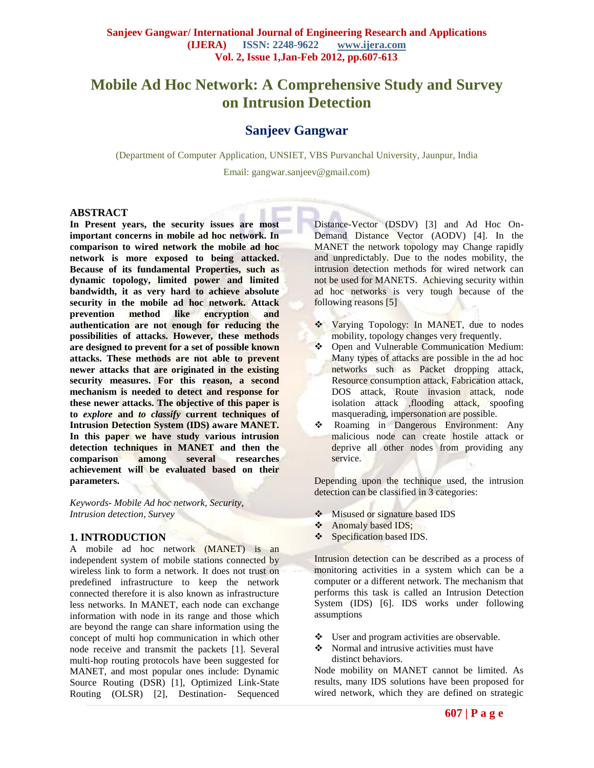# Mobile Ad Hoc Network: A Comprehensive Study and Survey on Intrusion Detection

## Sanjeev Gangwar

(Department of Computer Application, UNSIET, VBS Purvanchal University, Jaunpur, India

Email: gangwar.sanjeev@gmail.com)

### ABSTRACT

**In Present years, the security issues are most important concerns in mobile ad hoc network. In comparison to wired network the mobile ad hoc network is more exposed to being attacked. Because of its fundamental Properties, such as dynamic topology, limited power and limited bandwidth, it as very hard to achieve absolute security in the mobile ad hoc network. Attack prevention method like encryption and authentication are not enough for reducing the possibilities of attacks. However, these methods are designed to prevent for a set of possible known attacks. These methods are not able to prevent newer attacks that are originated in the existing security measures. For this reason, a second mechanism is needed to detect and response for these newer attacks. The objective of this paper is to *explore* and *to classify* current techniques of Intrusion Detection System (IDS) aware MANET. In this paper we have study various intrusion detection techniques in MANET and then the comparison among several researches achievement will be evaluated based on their parameters.**

*Keywords- Mobile Ad hoc network, Security, Intrusion detection, Survey*

### 1. INTRODUCTION

A mobile ad hoc network (MANET) is an independent system of mobile stations connected by wireless link to form a network. It does not trust on predefined infrastructure to keep the network connected therefore it is also known as infrastructure less networks. In MANET, each node can exchange information with node in its range and those which are beyond the range can share information using the concept of multi hop communication in which other node receive and transmit the packets [1]. Several multi-hop routing protocols have been suggested for MANET, and most popular ones include: Dynamic Source Routing (DSR) [1], Optimized Link-State Routing (OLSR) [2], Destination- Sequenced Distance-Vector (DSDV) [3] and Ad Hoc On-Demand Distance Vector (AODV) [4]. In the MANET the network topology may Change rapidly and unpredictably. Due to the nodes mobility, the intrusion detection methods for wired network can not be used for MANETS. Achieving security within ad hoc networks is very tough because of the following reasons [5]

- Varying Topology: In MANET, due to nodes mobility, topology changes very frequently.
- Open and Vulnerable Communication Medium: Many types of attacks are possible in the ad hoc networks such as Packet dropping attack, Resource consumption attack, Fabrication attack, DOS attack, Route invasion attack, node isolation attack ,flooding attack, spoofing masquerading, impersonation are possible.
- Roaming in Dangerous Environment: Any malicious node can create hostile attack or deprive all other nodes from providing any service.

Depending upon the technique used, the intrusion detection can be classified in 3 categories:

- Misused or signature based IDS
- Anomaly based IDS;
- Specification based IDS.

Intrusion detection can be described as a process of monitoring activities in a system which can be a computer or a different network. The mechanism that performs this task is called an Intrusion Detection System (IDS) [6]. IDS works under following assumptions

- User and program activities are observable.
- Normal and intrusive activities must have distinct behaviors.

Node mobility on MANET cannot be limited. As results, many IDS solutions have been proposed for wired network, which they are defined on strategic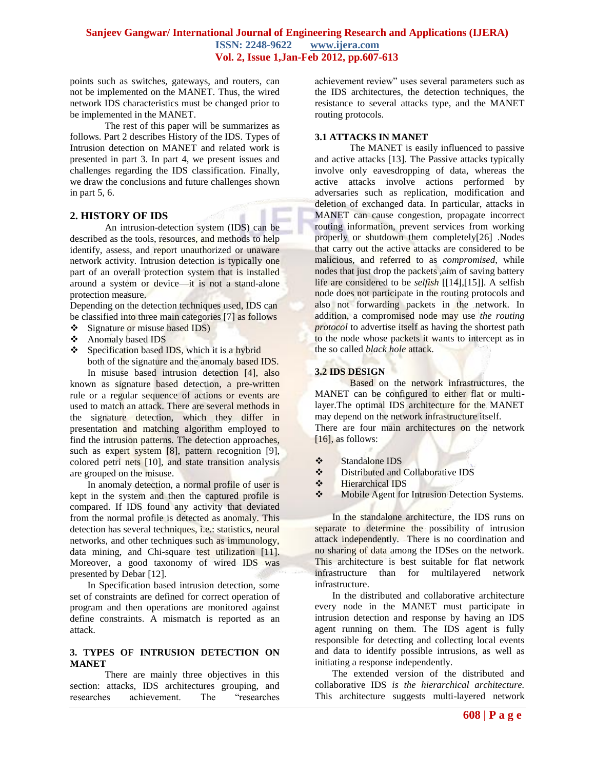points such as switches, gateways, and routers, can not be implemented on the MANET. Thus, the wired network IDS characteristics must be changed prior to be implemented in the MANET.

The rest of this paper will be summarizes as follows. Part 2 describes History of the IDS. Types of Intrusion detection on MANET and related work is presented in part 3. In part 4, we present issues and challenges regarding the IDS classification. Finally, we draw the conclusions and future challenges shown in part 5, 6.

## 2. HISTORY OF IDS

An intrusion-detection system (IDS) can be described as the tools, resources, and methods to help identify, assess, and report unauthorized or unaware network activity. Intrusion detection is typically one part of an overall protection system that is installed around a system or device—it is not a stand-alone protection measure.

Depending on the detection techniques used, IDS can be classified into three main categories [7] as follows

- Signature or misuse based IDS)
- Anomaly based IDS
- Specification based IDS, which it is a hybrid both of the signature and the anomaly based IDS.

In misuse based intrusion detection [4], also known as signature based detection, a pre-written rule or a regular sequence of actions or events are used to match an attack. There are several methods in the signature detection, which they differ in presentation and matching algorithm employed to find the intrusion patterns. The detection approaches, such as expert system [8], pattern recognition [9], colored petri nets [10], and state transition analysis are grouped on the misuse.

In anomaly detection, a normal profile of user is kept in the system and then the captured profile is compared. If IDS found any activity that deviated from the normal profile is detected as anomaly. This detection has several techniques, i.e.: statistics, neural networks, and other techniques such as immunology, data mining, and Chi-square test utilization [11]. Moreover, a good taxonomy of wired IDS was presented by Debar [12].

In Specification based intrusion detection, some set of constraints are defined for correct operation of program and then operations are monitored against define constraints. A mismatch is reported as an attack.

## 3. TYPES OF INTRUSION DETECTION ON MANET

There are mainly three objectives in this section: attacks, IDS architectures grouping, and researches achievement. The "researches achievement review" uses several parameters such as the IDS architectures, the detection techniques, the resistance to several attacks type, and the MANET routing protocols.

### 3.1 ATTACKS IN MANET

The MANET is easily influenced to passive and active attacks [13]. The Passive attacks typically involve only eavesdropping of data, whereas the active attacks involve actions performed by adversaries such as replication, modification and deletion of exchanged data. In particular, attacks in MANET can cause congestion, propagate incorrect routing information, prevent services from working properly or shutdown them completely[26] .Nodes that carry out the active attacks are considered to be malicious, and referred to as *compromised*, while nodes that just drop the packets ,aim of saving battery life are considered to be *selfish* [[14],[15]]. A selfish node does not participate in the routing protocols and also not forwarding packets in the network. In addition, a compromised node may use *the routing protocol* to advertise itself as having the shortest path to the node whose packets it wants to intercept as in the so called *black hole* attack.

### 3.2 IDS DESIGN

Based on the network infrastructures, the MANET can be configured to either flat or multi-layer.The optimal IDS architecture for the MANET may depend on the network infrastructure itself.

There are four main architectures on the network [16], as follows:

- Standalone IDS
- Distributed and Collaborative IDS
- Hierarchical IDS
- Mobile Agent for Intrusion Detection Systems.

In the standalone architecture, the IDS runs on separate to determine the possibility of intrusion attack independently. There is no coordination and no sharing of data among the IDSes on the network. This architecture is best suitable for flat network infrastructure than for multilayered network infrastructure.

In the distributed and collaborative architecture every node in the MANET must participate in intrusion detection and response by having an IDS agent running on them. The IDS agent is fully responsible for detecting and collecting local events and data to identify possible intrusions, as well as initiating a response independently.

The extended version of the distributed and collaborative IDS *is the hierarchical architecture.* This architecture suggests multi-layered network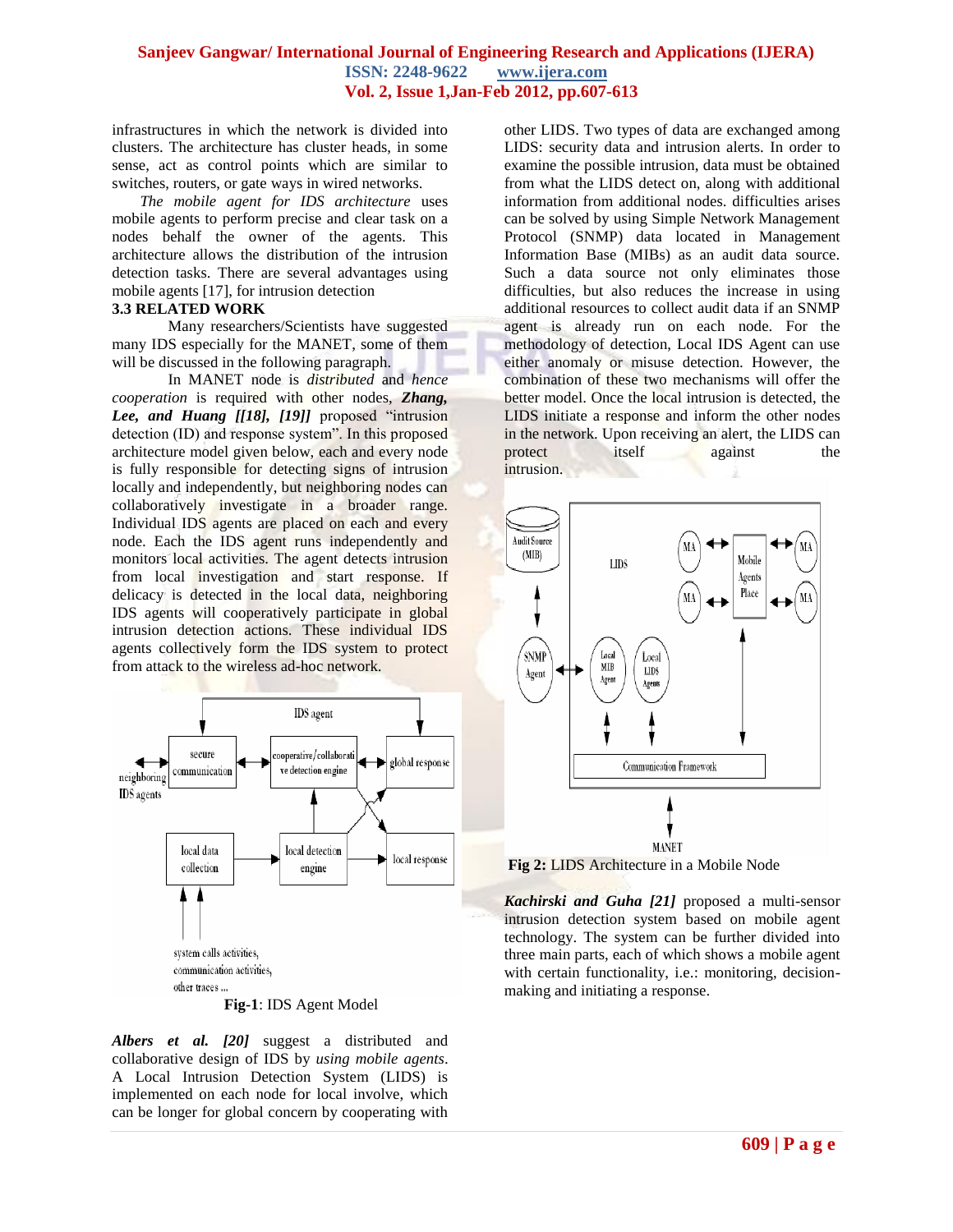infrastructures in which the network is divided into clusters. The architecture has cluster heads, in some sense, act as control points which are similar to switches, routers, or gate ways in wired networks.

*The mobile agent for IDS architecture* uses mobile agents to perform precise and clear task on a nodes behalf the owner of the agents. This architecture allows the distribution of the intrusion detection tasks. There are several advantages using mobile agents [17], for intrusion detection

### 3.3 RELATED WORK

Many researchers/Scientists have suggested many IDS especially for the MANET, some of them will be discussed in the following paragraph.

In MANET node is *distributed* and *hence cooperation* is required with other nodes, ***Zhang, Lee, and Huang [[18], [19]]*** proposed "intrusion detection (ID) and response system". In this proposed architecture model given below, each and every node is fully responsible for detecting signs of intrusion locally and independently, but neighboring nodes can collaboratively investigate in a broader range. Individual IDS agents are placed on each and every node. Each the IDS agent runs independently and monitors local activities. The agent detects intrusion from local investigation and start response. If delicacy is detected in the local data, neighboring IDS agents will cooperatively participate in global intrusion detection actions. These individual IDS agents collectively form the IDS system to protect from attack to the wireless ad-hoc network.

**Fig-1**: IDS Agent Model

***Albers et al. [20]*** suggest a distributed and collaborative design of IDS by *using mobile agents*. A Local Intrusion Detection System (LIDS) is implemented on each node for local involve, which can be longer for global concern by cooperating with other LIDS. Two types of data are exchanged among LIDS: security data and intrusion alerts. In order to examine the possible intrusion, data must be obtained from what the LIDS detect on, along with additional information from additional nodes. difficulties arises can be solved by using Simple Network Management Protocol (SNMP) data located in Management Information Base (MIBs) as an audit data source. Such a data source not only eliminates those difficulties, but also reduces the increase in using additional resources to collect audit data if an SNMP agent is already run on each node. For the methodology of detection, Local IDS Agent can use either anomaly or misuse detection. However, the combination of these two mechanisms will offer the better model. Once the local intrusion is detected, the LIDS initiate a response and inform the other nodes in the network. Upon receiving an alert, the LIDS can protect itself against the intrusion.

**Fig 2:** LIDS Architecture in a Mobile Node

***Kachirski and Guha [21]*** proposed a multi-sensor intrusion detection system based on mobile agent technology. The system can be further divided into three main parts, each of which shows a mobile agent with certain functionality, i.e.: monitoring, decision-making and initiating a response.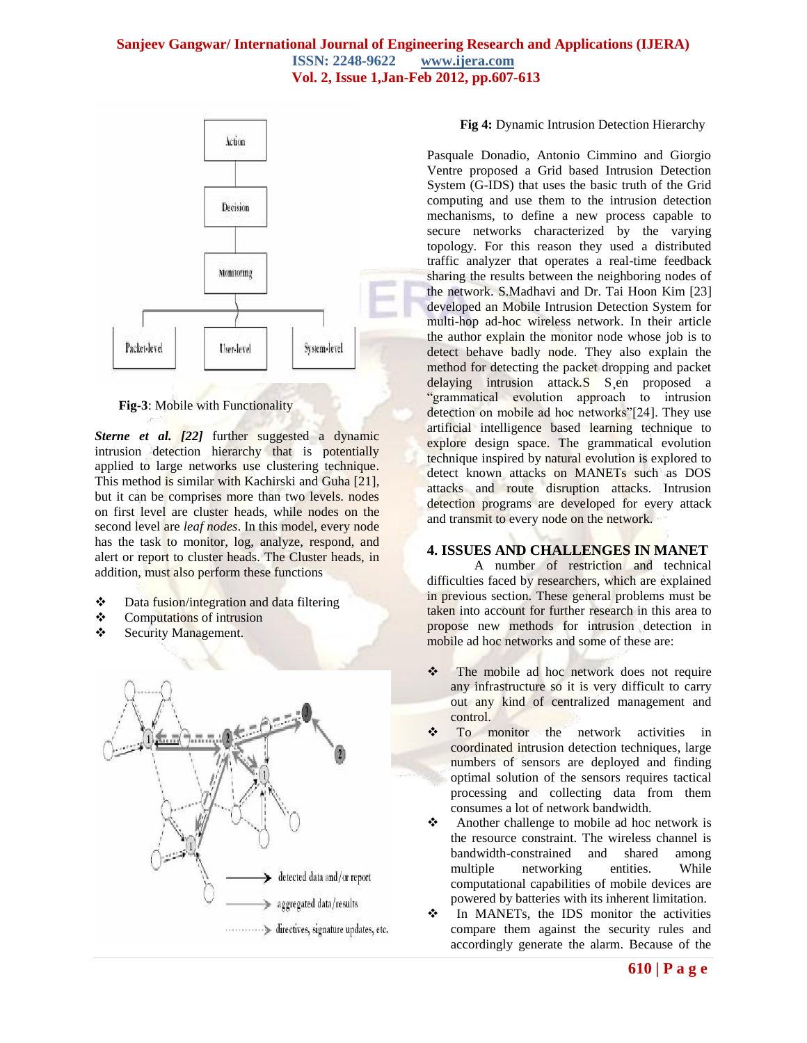Fig-3: Mobile with Functionality

***Sterne et al. [22]*** further suggested a dynamic intrusion detection hierarchy that is potentially applied to large networks use clustering technique. This method is similar with Kachirski and Guha [21], but it can be comprises more than two levels. nodes on first level are cluster heads, while nodes on the second level are *leaf nodes*. In this model, every node has the task to monitor, log, analyze, respond, and alert or report to cluster heads. The Cluster heads, in addition, must also perform these functions

- Data fusion/integration and data filtering
- Computations of intrusion
- Security Management.

**Fig 4:** Dynamic Intrusion Detection Hierarchy

Pasquale Donadio, Antonio Cimmino and Giorgio Ventre proposed a Grid based Intrusion Detection System (G-IDS) that uses the basic truth of the Grid computing and use them to the intrusion detection mechanisms, to define a new process capable to secure networks characterized by the varying topology. For this reason they used a distributed traffic analyzer that operates a real-time feedback sharing the results between the neighboring nodes of the network. S.Madhavi and Dr. Tai Hoon Kim [23] developed an Mobile Intrusion Detection System for multi-hop ad-hoc wireless network. In their article the author explain the monitor node whose job is to detect behave badly node. They also explain the method for detecting the packet dropping and packet delaying intrusion attack.S S¸en proposed a "grammatical evolution approach to intrusion detection on mobile ad hoc networks"[24]. They use artificial intelligence based learning technique to explore design space. The grammatical evolution technique inspired by natural evolution is explored to detect known attacks on MANETs such as DOS attacks and route disruption attacks. Intrusion detection programs are developed for every attack and transmit to every node on the network.

## 4. ISSUES AND CHALLENGES IN MANET

A number of restriction and technical difficulties faced by researchers, which are explained in previous section. These general problems must be taken into account for further research in this area to propose new methods for intrusion detection in mobile ad hoc networks and some of these are:

- The mobile ad hoc network does not require any infrastructure so it is very difficult to carry out any kind of centralized management and control.
- To monitor the network activities in coordinated intrusion detection techniques, large numbers of sensors are deployed and finding optimal solution of the sensors requires tactical processing and collecting data from them consumes a lot of network bandwidth.
- Another challenge to mobile ad hoc network is the resource constraint. The wireless channel is bandwidth-constrained and shared among multiple networking entities. While computational capabilities of mobile devices are powered by batteries with its inherent limitation.
- In MANETs, the IDS monitor the activities compare them against the security rules and accordingly generate the alarm. Because of the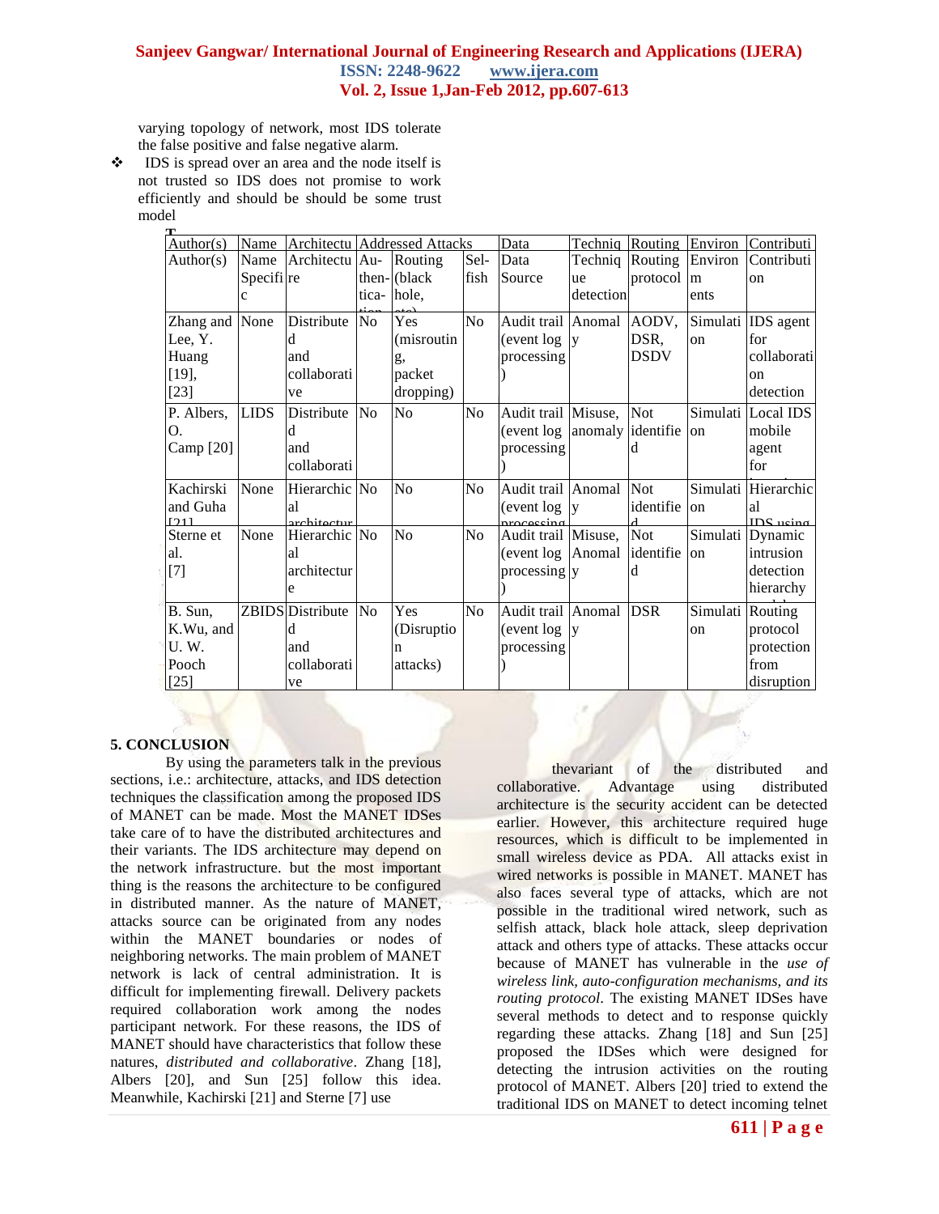varying topology of network, most IDS tolerate the false positive and false negative alarm.

- IDS is spread over an area and the node itself is not trusted so IDS does not promise to work efficiently and should be should be some trust model

| Author(s) | Name | Architectu | Addressed Attacks | | | Data | Techniq | Routing | Environ | Contributi |
|---|---|---|---|---|---|---|---|---|---|---|
| Author(s) | Name Specific | Architecture | Au-then-tica-tion | Routing (black hole, etc) | Sel-fish | Data Source | Technique detection | Routing protocol | Environments | Contribution |
| Zhang and Lee, Y. Huang [19], [23] | None | Distributed and collaborative | No | Yes (misrouting, packet dropping) | No | Audit trail (event log processing) | Anomaly | AODV, DSR, DSDV | Simulation | IDS agent for collaboration detection |
| P. Albers, O. Camp [20] | LIDS | Distributed and collaborati | No | No | No | Audit trail (event log processing) | Misuse, anomaly | Not identified | Simulation | Local IDS mobile agent for |
| Kachirski and Guha [21] | None | Hierarchical architectur | No | No | No | Audit trail (event log processing | Anomaly | Not identified | Simulation | Hierarchical IDS using |
| Sterne et al. [7] | None | Hierarchical architecture | No | No | No | Audit trail (event log processing) | Misuse, Anomaly | Not identified | Simulation | Dynamic intrusion detection hierarchy |
| B. Sun, K.Wu, and U. W. Pooch [25] | ZBIDS | Distributed and collaborative | No | Yes (Disruption attacks) | No | Audit trail (event log processing) | Anomaly | DSR | Simulation | Routing protocol protection from disruption |

## 5. CONCLUSION

By using the parameters talk in the previous sections, i.e.: architecture, attacks, and IDS detection techniques the classification among the proposed IDS of MANET can be made. Most the MANET IDSes take care of to have the distributed architectures and their variants. The IDS architecture may depend on the network infrastructure. but the most important thing is the reasons the architecture to be configured in distributed manner. As the nature of MANET, attacks source can be originated from any nodes within the MANET boundaries or nodes of neighboring networks. The main problem of MANET network is lack of central administration. It is difficult for implementing firewall. Delivery packets required collaboration work among the nodes participant network. For these reasons, the IDS of MANET should have characteristics that follow these natures, *distributed and collaborative*. Zhang [18], Albers [20], and Sun [25] follow this idea. Meanwhile, Kachirski [21] and Sterne [7] use thevariant of the distributed and collaborative. Advantage using distributed architecture is the security accident can be detected earlier. However, this architecture required huge resources, which is difficult to be implemented in small wireless device as PDA. All attacks exist in wired networks is possible in MANET. MANET has also faces several type of attacks, which are not possible in the traditional wired network, such as selfish attack, black hole attack, sleep deprivation attack and others type of attacks. These attacks occur because of MANET has vulnerable in the *use of wireless link, auto-configuration mechanisms, and its routing protocol*. The existing MANET IDSes have several methods to detect and to response quickly regarding these attacks. Zhang [18] and Sun [25] proposed the IDSes which were designed for detecting the intrusion activities on the routing protocol of MANET. Albers [20] tried to extend the traditional IDS on MANET to detect incoming telnet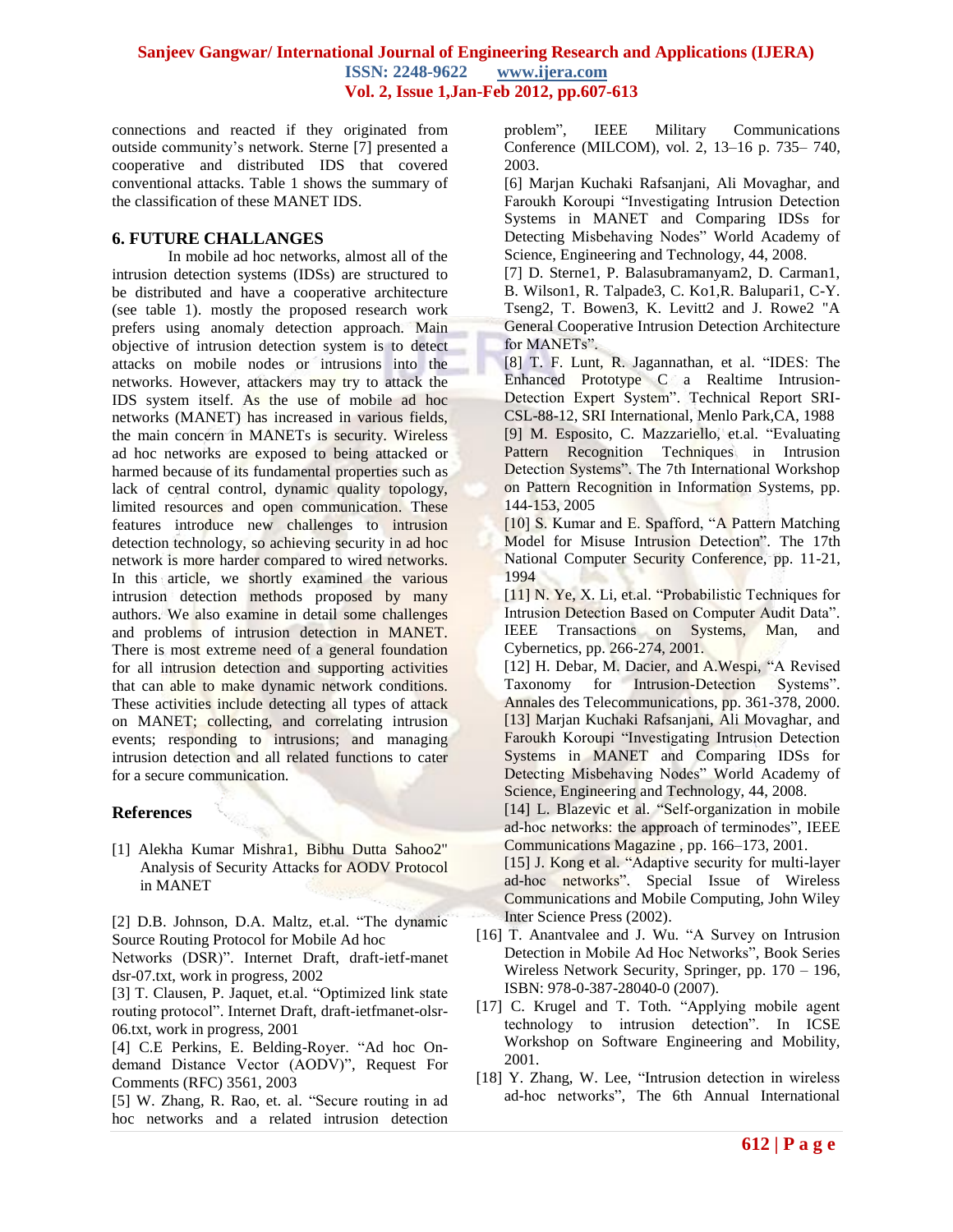connections and reacted if they originated from outside community's network. Sterne [7] presented a cooperative and distributed IDS that covered conventional attacks. Table 1 shows the summary of the classification of these MANET IDS.

## 6. FUTURE CHALLANGES

In mobile ad hoc networks, almost all of the intrusion detection systems (IDSs) are structured to be distributed and have a cooperative architecture (see table 1). mostly the proposed research work prefers using anomaly detection approach. Main objective of intrusion detection system is to detect attacks on mobile nodes or intrusions into the networks. However, attackers may try to attack the IDS system itself. As the use of mobile ad hoc networks (MANET) has increased in various fields, the main concern in MANETs is security. Wireless ad hoc networks are exposed to being attacked or harmed because of its fundamental properties such as lack of central control, dynamic quality topology, limited resources and open communication. These features introduce new challenges to intrusion detection technology, so achieving security in ad hoc network is more harder compared to wired networks. In this article, we shortly examined the various intrusion detection methods proposed by many authors. We also examine in detail some challenges and problems of intrusion detection in MANET. There is most extreme need of a general foundation for all intrusion detection and supporting activities that can able to make dynamic network conditions. These activities include detecting all types of attack on MANET; collecting, and correlating intrusion events; responding to intrusions; and managing intrusion detection and all related functions to cater for a secure communication.

## References

[1] Alekha Kumar Mishra1, Bibhu Dutta Sahoo2" Analysis of Security Attacks for AODV Protocol in MANET

[2] D.B. Johnson, D.A. Maltz, et.al. "The dynamic Source Routing Protocol for Mobile Ad hoc Networks (DSR)". Internet Draft, draft-ietf-manet dsr-07.txt, work in progress, 2002

[3] T. Clausen, P. Jaquet, et.al. "Optimized link state routing protocol". Internet Draft, draft-ietfmanet-olsr-06.txt, work in progress, 2001

[4] C.E Perkins, E. Belding-Royer. "Ad hoc On-demand Distance Vector (AODV)", Request For Comments (RFC) 3561, 2003

[5] W. Zhang, R. Rao, et. al. "Secure routing in ad hoc networks and a related intrusion detection problem", IEEE Military Communications Conference (MILCOM), vol. 2, 13–16 p. 735– 740, 2003.

[6] Marjan Kuchaki Rafsanjani, Ali Movaghar, and Faroukh Koroupi "Investigating Intrusion Detection Systems in MANET and Comparing IDSs for Detecting Misbehaving Nodes" World Academy of Science, Engineering and Technology, 44, 2008.

[7] D. Sterne1, P. Balasubramanyam2, D. Carman1, B. Wilson1, R. Talpade3, C. Ko1,R. Balupari1, C-Y. Tseng2, T. Bowen3, K. Levitt2 and J. Rowe2 "A General Cooperative Intrusion Detection Architecture for MANETs".

[8] T. F. Lunt, R. Jagannathan, et al. "IDES: The Enhanced Prototype C a Realtime Intrusion-Detection Expert System". Technical Report SRI-CSL-88-12, SRI International, Menlo Park,CA, 1988

[9] M. Esposito, C. Mazzariello, et.al. "Evaluating Pattern Recognition Techniques in Intrusion Detection Systems". The 7th International Workshop on Pattern Recognition in Information Systems, pp. 144-153, 2005

[10] S. Kumar and E. Spafford, "A Pattern Matching Model for Misuse Intrusion Detection". The 17th National Computer Security Conference, pp. 11-21, 1994

[11] N. Ye, X. Li, et.al. "Probabilistic Techniques for Intrusion Detection Based on Computer Audit Data". IEEE Transactions on Systems, Man, and Cybernetics, pp. 266-274, 2001.

[12] H. Debar, M. Dacier, and A.Wespi, "A Revised Taxonomy for Intrusion-Detection Systems". Annales des Telecommunications, pp. 361-378, 2000.

[13] Marjan Kuchaki Rafsanjani, Ali Movaghar, and Faroukh Koroupi "Investigating Intrusion Detection Systems in MANET and Comparing IDSs for Detecting Misbehaving Nodes" World Academy of Science, Engineering and Technology, 44, 2008.

[14] L. Blazevic et al. "Self-organization in mobile ad-hoc networks: the approach of terminodes", IEEE Communications Magazine , pp. 166–173, 2001.

[15] J. Kong et al. "Adaptive security for multi-layer ad-hoc networks". Special Issue of Wireless Communications and Mobile Computing, John Wiley Inter Science Press (2002).

[16] T. Anantvalee and J. Wu. "A Survey on Intrusion Detection in Mobile Ad Hoc Networks", Book Series Wireless Network Security, Springer, pp. 170 – 196, ISBN: 978-0-387-28040-0 (2007).

[17] C. Krugel and T. Toth. "Applying mobile agent technology to intrusion detection". In ICSE Workshop on Software Engineering and Mobility, 2001.

[18] Y. Zhang, W. Lee, "Intrusion detection in wireless ad-hoc networks", The 6th Annual International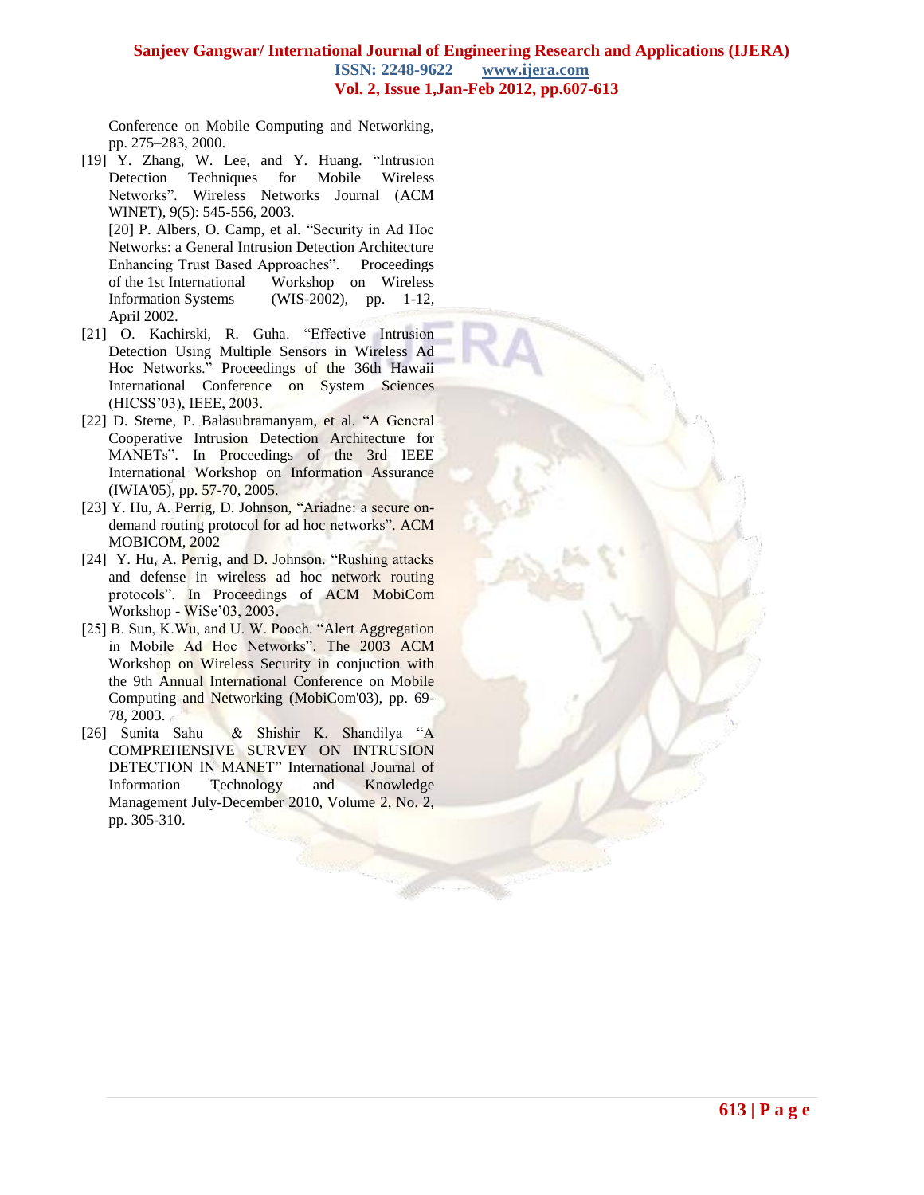Conference on Mobile Computing and Networking, pp. 275–283, 2000.

[19] Y. Zhang, W. Lee, and Y. Huang. "Intrusion Detection Techniques for Mobile Wireless Networks". Wireless Networks Journal (ACM WINET), 9(5): 545-556, 2003.

[20] P. Albers, O. Camp, et al. "Security in Ad Hoc Networks: a General Intrusion Detection Architecture Enhancing Trust Based Approaches". Proceedings of the 1st International Workshop on Wireless Information Systems (WIS-2002), pp. 1-12, April 2002.

[21] O. Kachirski, R. Guha. "Effective Intrusion Detection Using Multiple Sensors in Wireless Ad Hoc Networks." Proceedings of the 36th Hawaii International Conference on System Sciences (HICSS'03), IEEE, 2003.

[22] D. Sterne, P. Balasubramanyam, et al. "A General Cooperative Intrusion Detection Architecture for MANETs". In Proceedings of the 3rd IEEE International Workshop on Information Assurance (IWIA'05), pp. 57-70, 2005.

[23] Y. Hu, A. Perrig, D. Johnson, "Ariadne: a secure on-demand routing protocol for ad hoc networks". ACM MOBICOM, 2002

[24] Y. Hu, A. Perrig, and D. Johnson. "Rushing attacks and defense in wireless ad hoc network routing protocols". In Proceedings of ACM MobiCom Workshop - WiSe'03, 2003.

[25] B. Sun, K.Wu, and U. W. Pooch. "Alert Aggregation in Mobile Ad Hoc Networks". The 2003 ACM Workshop on Wireless Security in conjuction with the 9th Annual International Conference on Mobile Computing and Networking (MobiCom'03), pp. 69-78, 2003.

[26] Sunita Sahu & Shishir K. Shandilya "A COMPREHENSIVE SURVEY ON INTRUSION DETECTION IN MANET" International Journal of Information Technology and Knowledge Management July-December 2010, Volume 2, No. 2, pp. 305-310.